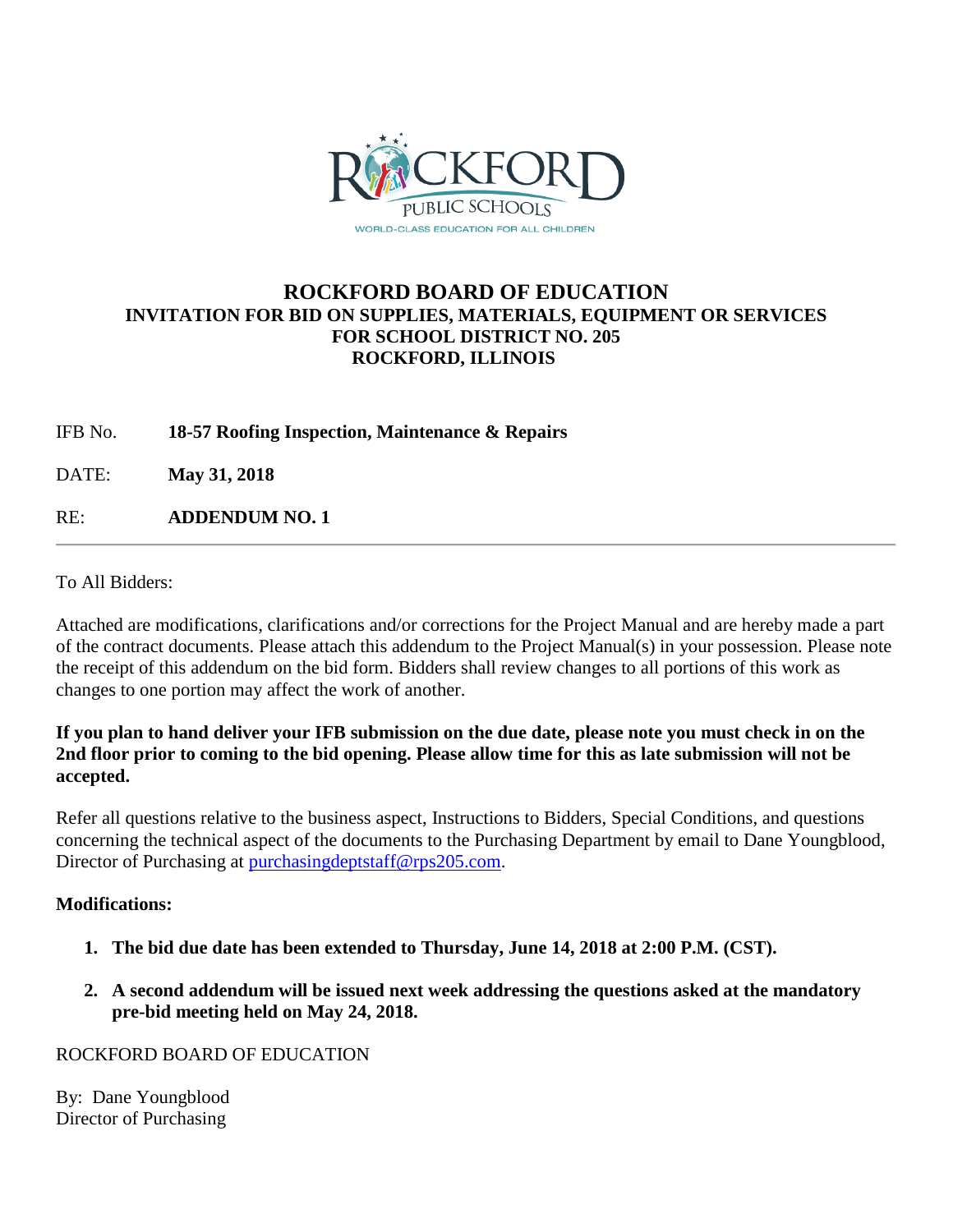ROCKFORD PUBLIC SCHOOLS

WORLD-CLASS EDUCATION FOR ALL CHILDREN

# ROCKFORD BOARD OF EDUCATION

## INVITATION FOR BID ON SUPPLIES, MATERIALS, EQUIPMENT OR SERVICES FOR SCHOOL DISTRICT NO. 205 ROCKFORD, ILLINOIS

IFB No. **18-57 Roofing Inspection, Maintenance & Repairs**

DATE: **May 31, 2018**

RE: **ADDENDUM NO. 1**

---

To All Bidders:

Attached are modifications, clarifications and/or corrections for the Project Manual and are hereby made a part of the contract documents. Please attach this addendum to the Project Manual(s) in your possession. Please note the receipt of this addendum on the bid form. Bidders shall review changes to all portions of this work as changes to one portion may affect the work of another.

**If you plan to hand deliver your IFB submission on the due date, please note you must check in on the 2nd floor prior to coming to the bid opening. Please allow time for this as late submission will not be accepted.**

Refer all questions relative to the business aspect, Instructions to Bidders, Special Conditions, and questions concerning the technical aspect of the documents to the Purchasing Department by email to Dane Youngblood, Director of Purchasing at purchasingdeptstaff@rps205.com.

**Modifications:**

1. **The bid due date has been extended to Thursday, June 14, 2018 at 2:00 P.M. (CST).**
2. **A second addendum will be issued next week addressing the questions asked at the mandatory pre-bid meeting held on May 24, 2018.**

ROCKFORD BOARD OF EDUCATION

By: Dane Youngblood
Director of Purchasing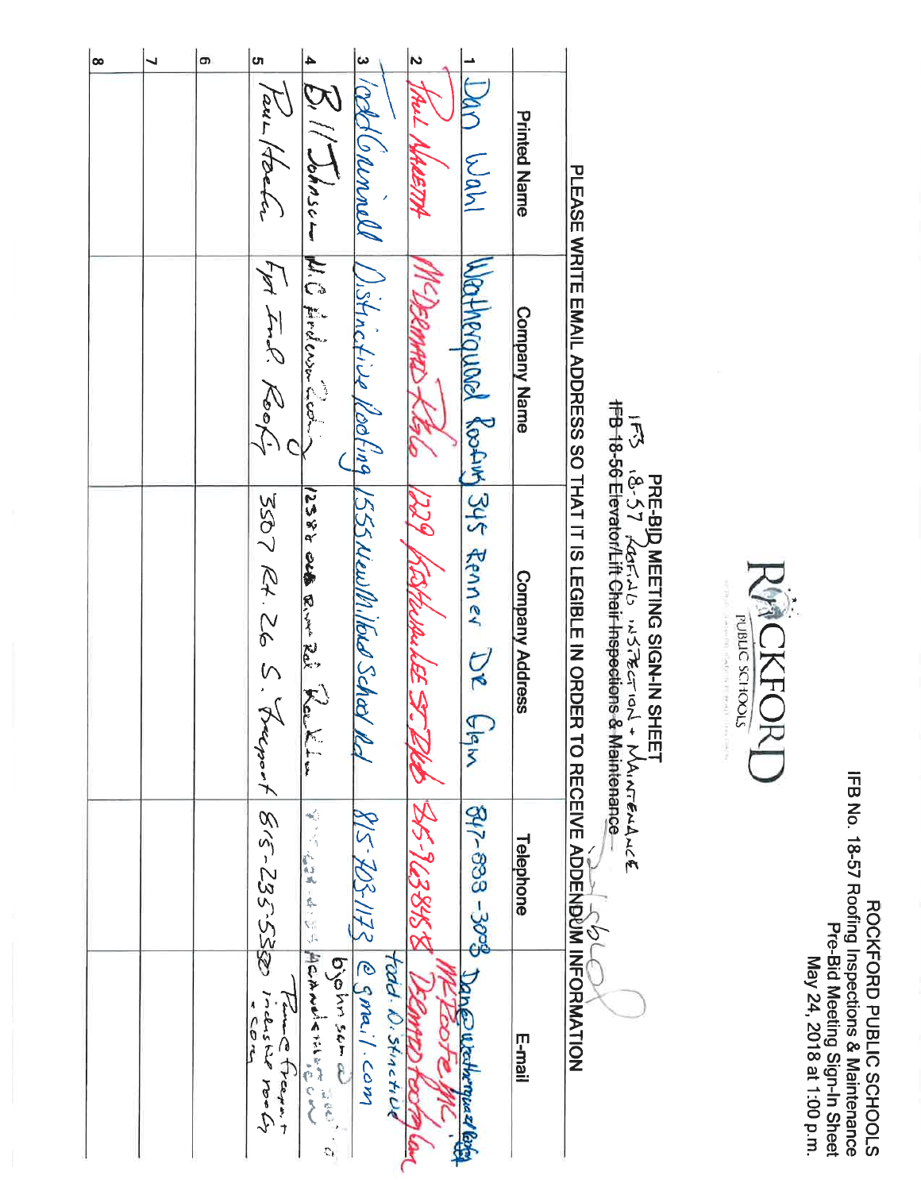# ROCKFORD PUBLIC SCHOOLS

IFB No. 18-57 Roofing Inspections & Maintenance
Pre-Bid Meeting Sign-In Sheet
May 24, 2018 at 1:00 p.m.

ROCKFORD PUBLIC SCHOOLS

## PRE-BID MEETING SIGN-IN SHEET

IFB 18-57 Roofing Inspection + Maintenance

~~IFB 18-56 Elevator/Lift Chair Inspections & Maintenance~~

**PLEASE WRITE EMAIL ADDRESS SO THAT IT IS LEGIBLE IN ORDER TO RECEIVE ADDENDUM INFORMATION**

| | Printed Name | Company Name | Company Address | Telephone | E-mail |
|---|---|---|---|---|---|
| 1 | Dan Wahl | Wetherguard Roofing | 345 Renner Dr Elgin | 847-888-3008 | Dan@wetherguardroofing |
| 2 | Paul Haegeth | McDermott Roofing | 1229 Kishwaukee St Rkfd | 815-963-8458 | MR Roofing Inc .com McDermott Roofing |
| 3 | Todd Grinnell | Distinctive Roofing | 1555 New Milford School Rd | 815-703-1173 | todd.d.stinctive @gmail.com |
| 4 | Bill Johnson | M.C. Anderson Roofing | 12386 Old River Rd Rockton | | bjohnson@ mcandersonroofing.com |
| 5 | Paul Hoehn | Frpt Ind. Roofing | 3507 Rt. 26 S. Freeport | 815-235-5530 | Paul@freeportindustrialroofing.com |
| 6 | | | | | |
| 7 | | | | | |
| 8 | | | | | |